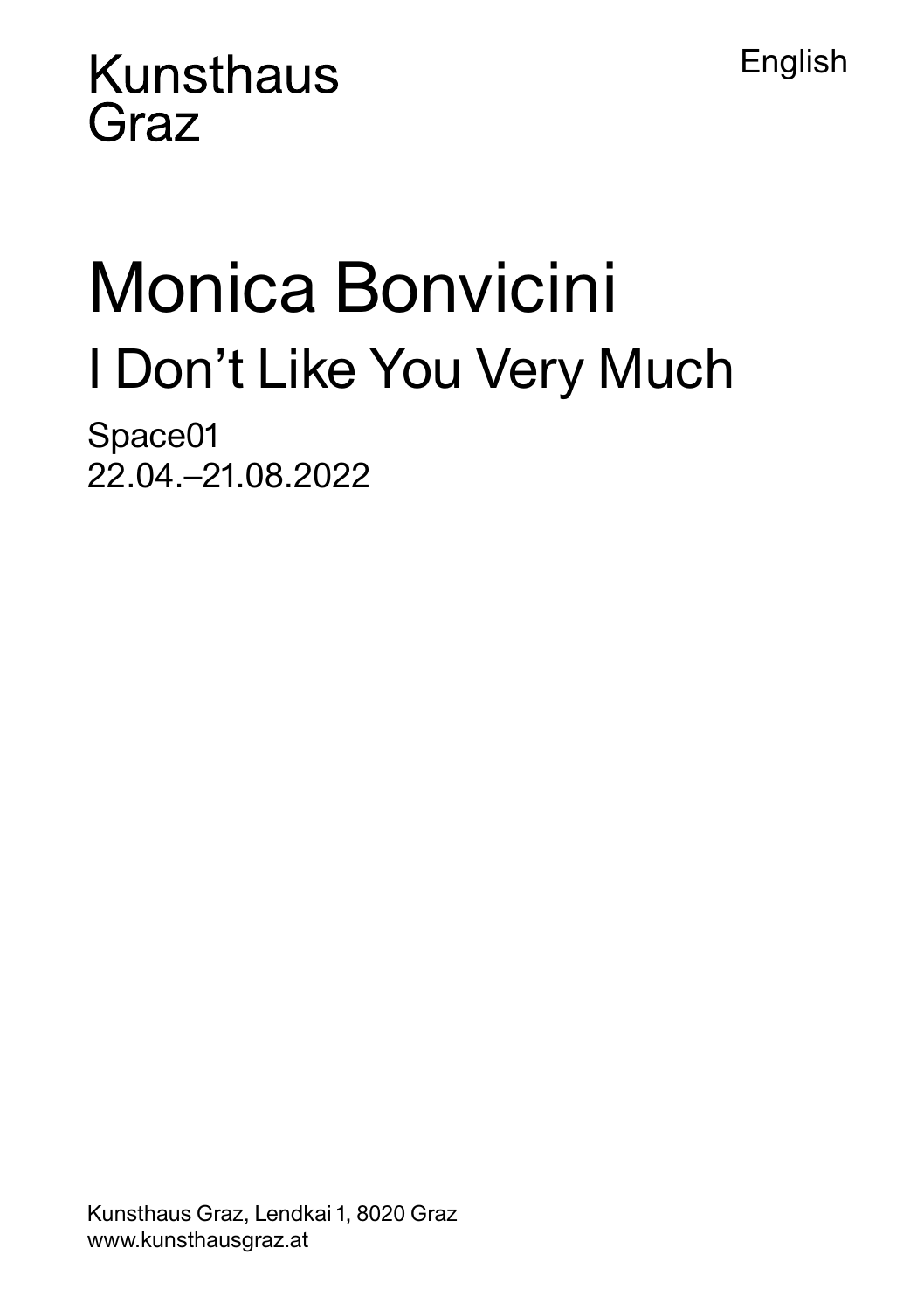Kunsthaus
Graz

English

# Monica Bonvicini

## I Don't Like You Very Much

Space01
22.04.–21.08.2022

Kunsthaus Graz, Lendkai 1, 8020 Graz
www.kunsthausgraz.at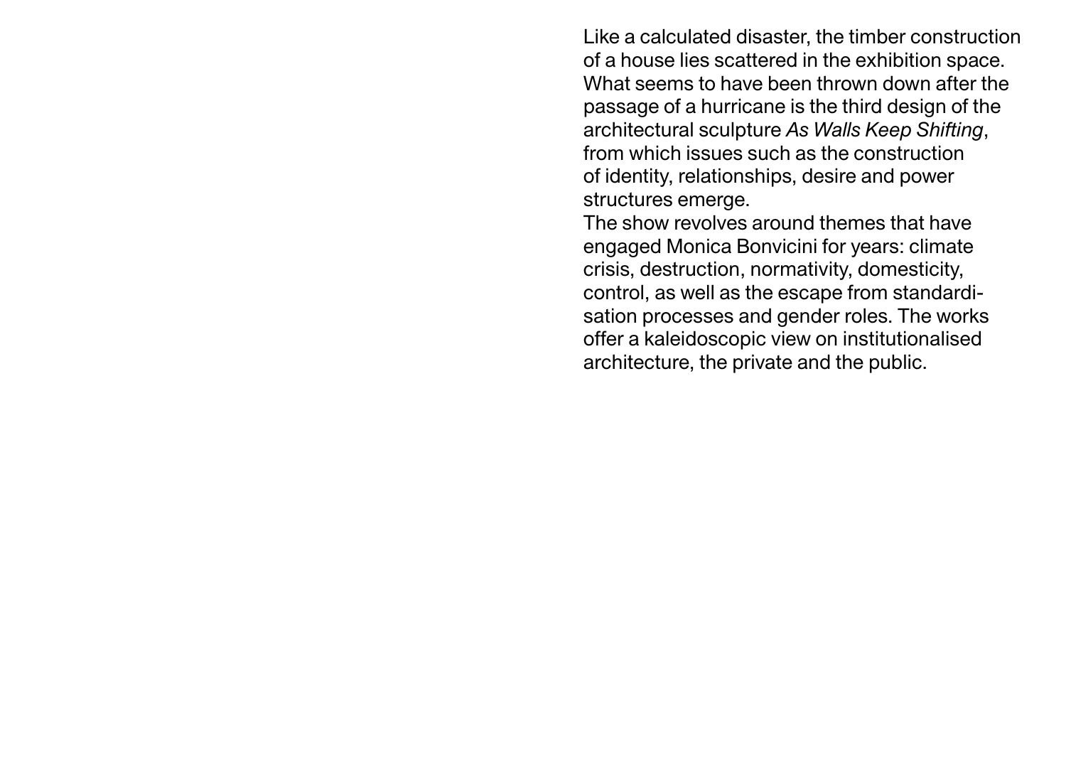Like a calculated disaster, the timber construction of a house lies scattered in the exhibition space. What seems to have been thrown down after the passage of a hurricane is the third design of the architectural sculpture *As Walls Keep Shifting*, from which issues such as the construction of identity, relationships, desire and power structures emerge.

The show revolves around themes that have engaged Monica Bonvicini for years: climate crisis, destruction, normativity, domesticity, control, as well as the escape from standardisation processes and gender roles. The works offer a kaleidoscopic view on institutionalised architecture, the private and the public.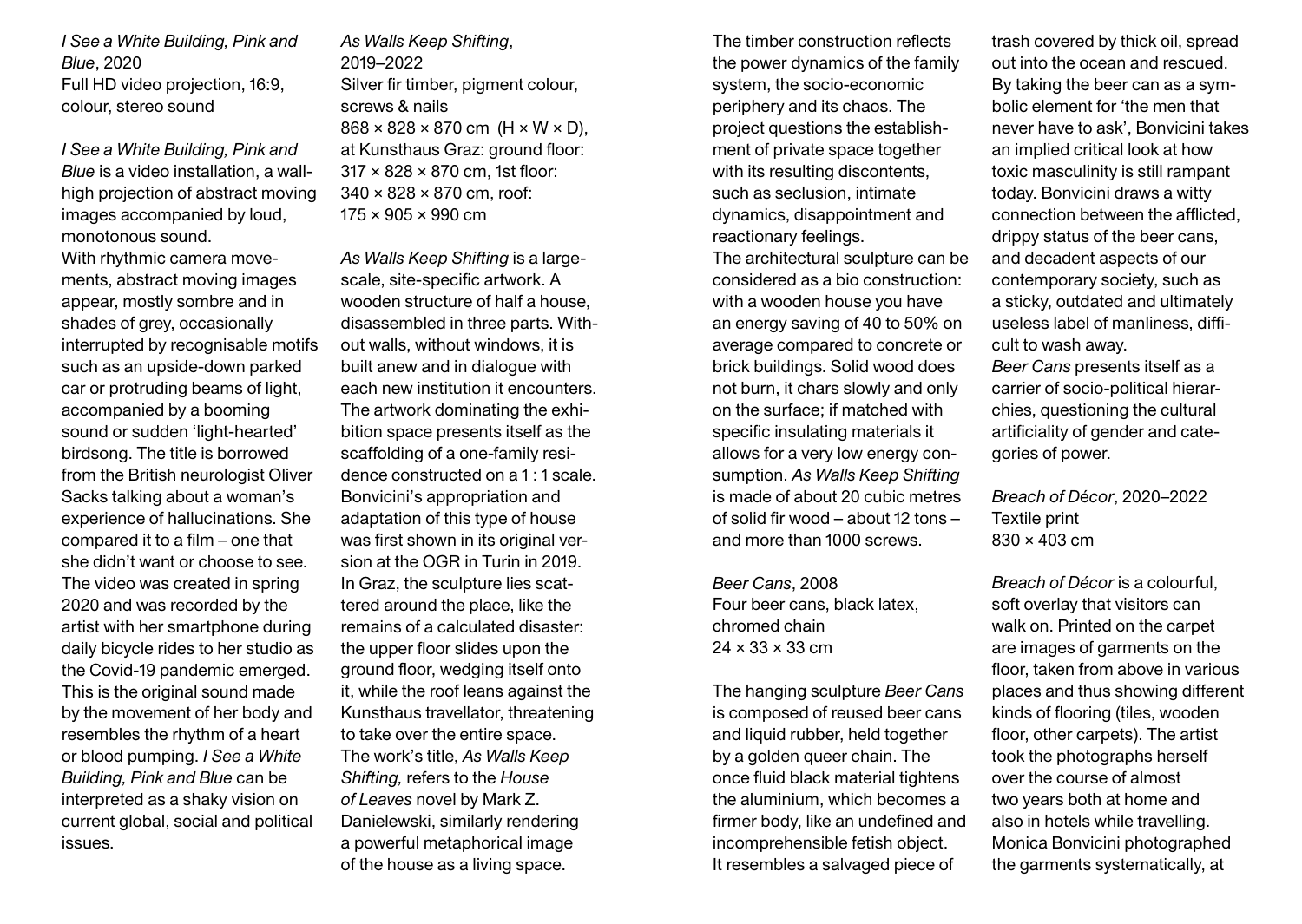*I See a White Building, Pink and Blue*, 2020
Full HD video projection, 16:9, colour, stereo sound

*I See a White Building, Pink and Blue* is a video installation, a wall-high projection of abstract moving images accompanied by loud, monotonous sound.
With rhythmic camera movements, abstract moving images appear, mostly sombre and in shades of grey, occasionally interrupted by recognisable motifs such as an upside-down parked car or protruding beams of light, accompanied by a booming sound or sudden 'light-hearted' birdsong. The title is borrowed from the British neurologist Oliver Sacks talking about a woman's experience of hallucinations. She compared it to a film – one that she didn't want or choose to see. The video was created in spring 2020 and was recorded by the artist with her smartphone during daily bicycle rides to her studio as the Covid-19 pandemic emerged. This is the original sound made by the movement of her body and resembles the rhythm of a heart or blood pumping. *I See a White Building, Pink and Blue* can be interpreted as a shaky vision on current global, social and political issues.

*As Walls Keep Shifting*, 2019–2022
Silver fir timber, pigment colour, screws & nails
868 × 828 × 870 cm (H × W × D), at Kunsthaus Graz: ground floor: 317 × 828 × 870 cm, 1st floor: 340 × 828 × 870 cm, roof: 175 × 905 × 990 cm

*As Walls Keep Shifting* is a large-scale, site-specific artwork. A wooden structure of half a house, disassembled in three parts. Without walls, without windows, it is built anew and in dialogue with each new institution it encounters. The artwork dominating the exhibition space presents itself as the scaffolding of a one-family residence constructed on a 1 : 1 scale. Bonvicini's appropriation and adaptation of this type of house was first shown in its original version at the OGR in Turin in 2019. In Graz, the sculpture lies scattered around the place, like the remains of a calculated disaster: the upper floor slides upon the ground floor, wedging itself onto it, while the roof leans against the Kunsthaus travellator, threatening to take over the entire space. The work's title, *As Walls Keep Shifting,* refers to the *House of Leaves* novel by Mark Z. Danielewski, similarly rendering a powerful metaphorical image of the house as a living space.
The timber construction reflects the power dynamics of the family system, the socio-economic periphery and its chaos. The project questions the establishment of private space together with its resulting discontents, such as seclusion, intimate dynamics, disappointment and reactionary feelings.
The architectural sculpture can be considered as a bio construction: with a wooden house you have an energy saving of 40 to 50% on average compared to concrete or brick buildings. Solid wood does not burn, it chars slowly and only on the surface; if matched with specific insulating materials it allows for a very low energy consumption. *As Walls Keep Shifting* is made of about 20 cubic metres of solid fir wood – about 12 tons – and more than 1000 screws.

*Beer Cans*, 2008
Four beer cans, black latex, chromed chain
24 × 33 × 33 cm

The hanging sculpture *Beer Cans* is composed of reused beer cans and liquid rubber, held together by a golden queer chain. The once fluid black material tightens the aluminium, which becomes a firmer body, like an undefined and incomprehensible fetish object. It resembles a salvaged piece of trash covered by thick oil, spread out into the ocean and rescued. By taking the beer can as a symbolic element for 'the men that never have to ask', Bonvicini takes an implied critical look at how toxic masculinity is still rampant today. Bonvicini draws a witty connection between the afflicted, drippy status of the beer cans, and decadent aspects of our contemporary society, such as a sticky, outdated and ultimately useless label of manliness, difficult to wash away.
*Beer Cans* presents itself as a carrier of socio-political hierarchies, questioning the cultural artificiality of gender and categories of power.

*Breach of Décor*, 2020–2022
Textile print
830 × 403 cm

*Breach of Décor* is a colourful, soft overlay that visitors can walk on. Printed on the carpet are images of garments on the floor, taken from above in various places and thus showing different kinds of flooring (tiles, wooden floor, other carpets). The artist took the photographs herself over the course of almost two years both at home and also in hotels while travelling. Monica Bonvicini photographed the garments systematically, at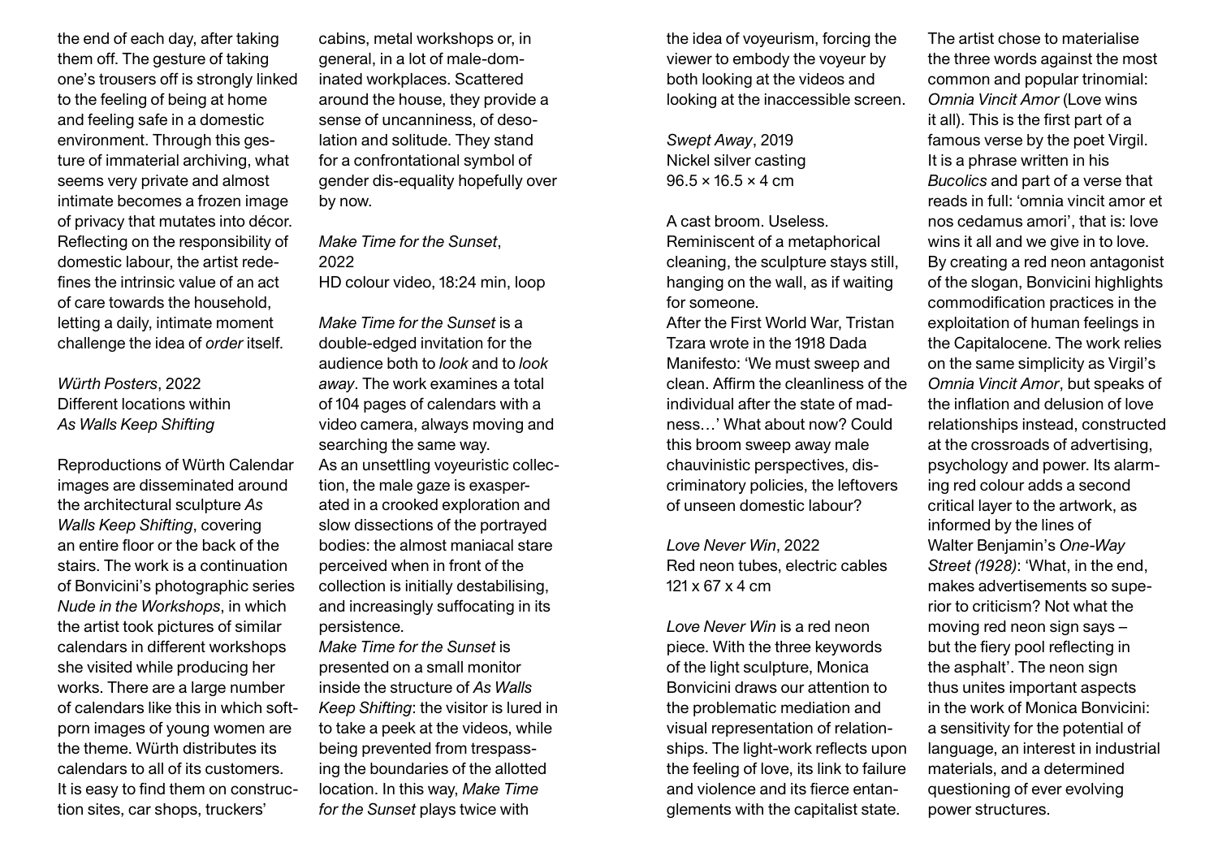the end of each day, after taking them off. The gesture of taking one's trousers off is strongly linked to the feeling of being at home and feeling safe in a domestic environment. Through this gesture of immaterial archiving, what seems very private and almost intimate becomes a frozen image of privacy that mutates into décor. Reflecting on the responsibility of domestic labour, the artist redefines the intrinsic value of an act of care towards the household, letting a daily, intimate moment challenge the idea of *order* itself.

*Würth Posters*, 2022
Different locations within *As Walls Keep Shifting*

Reproductions of Würth Calendar images are disseminated around the architectural sculpture *As Walls Keep Shifting*, covering an entire floor or the back of the stairs. The work is a continuation of Bonvicini's photographic series *Nude in the Workshops*, in which the artist took pictures of similar calendars in different workshops she visited while producing her works. There are a large number of calendars like this in which soft-porn images of young women are the theme. Würth distributes its calendars to all of its customers. It is easy to find them on construction sites, car shops, truckers' cabins, metal workshops or, in general, in a lot of male-dominated workplaces. Scattered around the house, they provide a sense of uncanniness, of desolation and solitude. They stand for a confrontational symbol of gender dis-equality hopefully over by now.

*Make Time for the Sunset*, 2022
HD colour video, 18:24 min, loop

*Make Time for the Sunset* is a double-edged invitation for the audience both to *look* and to *look away*. The work examines a total of 104 pages of calendars with a video camera, always moving and searching the same way.
As an unsettling voyeuristic collection, the male gaze is exasperated in a crooked exploration and slow dissections of the portrayed bodies: the almost maniacal stare perceived when in front of the collection is initially destabilising, and increasingly suffocating in its persistence.
*Make Time for the Sunset* is presented on a small monitor inside the structure of *As Walls Keep Shifting*: the visitor is lured in to take a peek at the videos, while being prevented from trespassing the boundaries of the allotted location. In this way, *Make Time for the Sunset* plays twice with the idea of voyeurism, forcing the viewer to embody the voyeur by both looking at the videos and looking at the inaccessible screen.

*Swept Away*, 2019
Nickel silver casting
96.5 × 16.5 × 4 cm

A cast broom. Useless.
Reminiscent of a metaphorical cleaning, the sculpture stays still, hanging on the wall, as if waiting for someone.
After the First World War, Tristan Tzara wrote in the 1918 Dada Manifesto: 'We must sweep and clean. Affirm the cleanliness of the individual after the state of madness…' What about now? Could this broom sweep away male chauvinistic perspectives, discriminatory policies, the leftovers of unseen domestic labour?

*Love Never Win*, 2022
Red neon tubes, electric cables
121 x 67 x 4 cm

*Love Never Win* is a red neon piece. With the three keywords of the light sculpture, Monica Bonvicini draws our attention to the problematic mediation and visual representation of relationships. The light-work reflects upon the feeling of love, its link to failure and violence and its fierce entanglements with the capitalist state.
The artist chose to materialise the three words against the most common and popular trinomial: *Omnia Vincit Amor* (Love wins it all). This is the first part of a famous verse by the poet Virgil. It is a phrase written in his *Bucolics* and part of a verse that reads in full: 'omnia vincit amor et nos cedamus amori', that is: love wins it all and we give in to love. By creating a red neon antagonist of the slogan, Bonvicini highlights commodification practices in the exploitation of human feelings in the Capitalocene. The work relies on the same simplicity as Virgil's *Omnia Vincit Amor*, but speaks of the inflation and delusion of love relationships instead, constructed at the crossroads of advertising, psychology and power. Its alarming red colour adds a second critical layer to the artwork, as informed by the lines of Walter Benjamin's *One-Way Street (1928)*: 'What, in the end, makes advertisements so superior to criticism? Not what the moving red neon sign says – but the fiery pool reflecting in the asphalt'. The neon sign thus unites important aspects in the work of Monica Bonvicini: a sensitivity for the potential of language, an interest in industrial materials, and a determined questioning of ever evolving power structures.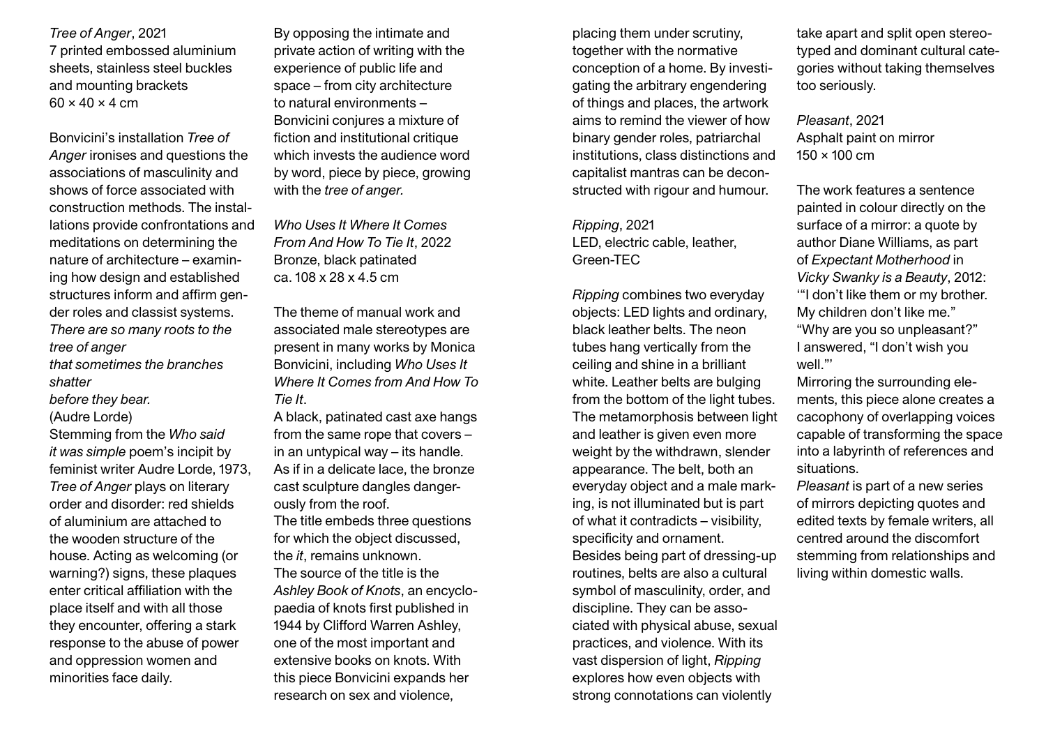*Tree of Anger*, 2021
7 printed embossed aluminium sheets, stainless steel buckles and mounting brackets
60 × 40 × 4 cm

Bonvicini's installation *Tree of Anger* ironises and questions the associations of masculinity and shows of force associated with construction methods. The installations provide confrontations and meditations on determining the nature of architecture – examining how design and established structures inform and affirm gender roles and classist systems.

*There are so many roots to the tree of anger*
*that sometimes the branches shatter*
*before they bear.*
(Audre Lorde)

Stemming from the *Who said it was simple* poem's incipit by feminist writer Audre Lorde, 1973, *Tree of Anger* plays on literary order and disorder: red shields of aluminium are attached to the wooden structure of the house. Acting as welcoming (or warning?) signs, these plaques enter critical affiliation with the place itself and with all those they encounter, offering a stark response to the abuse of power and oppression women and minorities face daily.

By opposing the intimate and private action of writing with the experience of public life and space – from city architecture to natural environments – Bonvicini conjures a mixture of fiction and institutional critique which invests the audience word by word, piece by piece, growing with the *tree of anger.*

*Who Uses It Where It Comes From And How To Tie It*, 2022
Bronze, black patinated
ca. 108 x 28 x 4.5 cm

The theme of manual work and associated male stereotypes are present in many works by Monica Bonvicini, including *Who Uses It Where It Comes from And How To Tie It*.

A black, patinated cast axe hangs from the same rope that covers – in an untypical way – its handle. As if in a delicate lace, the bronze cast sculpture dangles dangerously from the roof.

The title embeds three questions for which the object discussed, the *it*, remains unknown.

The source of the title is the *Ashley Book of Knots*, an encyclopaedia of knots first published in 1944 by Clifford Warren Ashley, one of the most important and extensive books on knots. With this piece Bonvicini expands her research on sex and violence, placing them under scrutiny, together with the normative conception of a home. By investigating the arbitrary engendering of things and places, the artwork aims to remind the viewer of how binary gender roles, patriarchal institutions, class distinctions and capitalist mantras can be deconstructed with rigour and humour.

*Ripping*, 2021
LED, electric cable, leather, Green-TEC

*Ripping* combines two everyday objects: LED lights and ordinary, black leather belts. The neon tubes hang vertically from the ceiling and shine in a brilliant white. Leather belts are bulging from the bottom of the light tubes. The metamorphosis between light and leather is given even more weight by the withdrawn, slender appearance. The belt, both an everyday object and a male marking, is not illuminated but is part of what it contradicts – visibility, specificity and ornament.

Besides being part of dressing-up routines, belts are also a cultural symbol of masculinity, order, and discipline. They can be associated with physical abuse, sexual practices, and violence. With its vast dispersion of light, *Ripping* explores how even objects with strong connotations can violently take apart and split open stereotyped and dominant cultural categories without taking themselves too seriously.

*Pleasant*, 2021
Asphalt paint on mirror
150 × 100 cm

The work features a sentence painted in colour directly on the surface of a mirror: a quote by author Diane Williams, as part of *Expectant Motherhood* in *Vicky Swanky is a Beauty*, 2012:
'"I don't like them or my brother. My children don't like me."
"Why are you so unpleasant?"
I answered, "I don't wish you well."'

Mirroring the surrounding elements, this piece alone creates a cacophony of overlapping voices capable of transforming the space into a labyrinth of references and situations.

*Pleasant* is part of a new series of mirrors depicting quotes and edited texts by female writers, all centred around the discomfort stemming from relationships and living within domestic walls.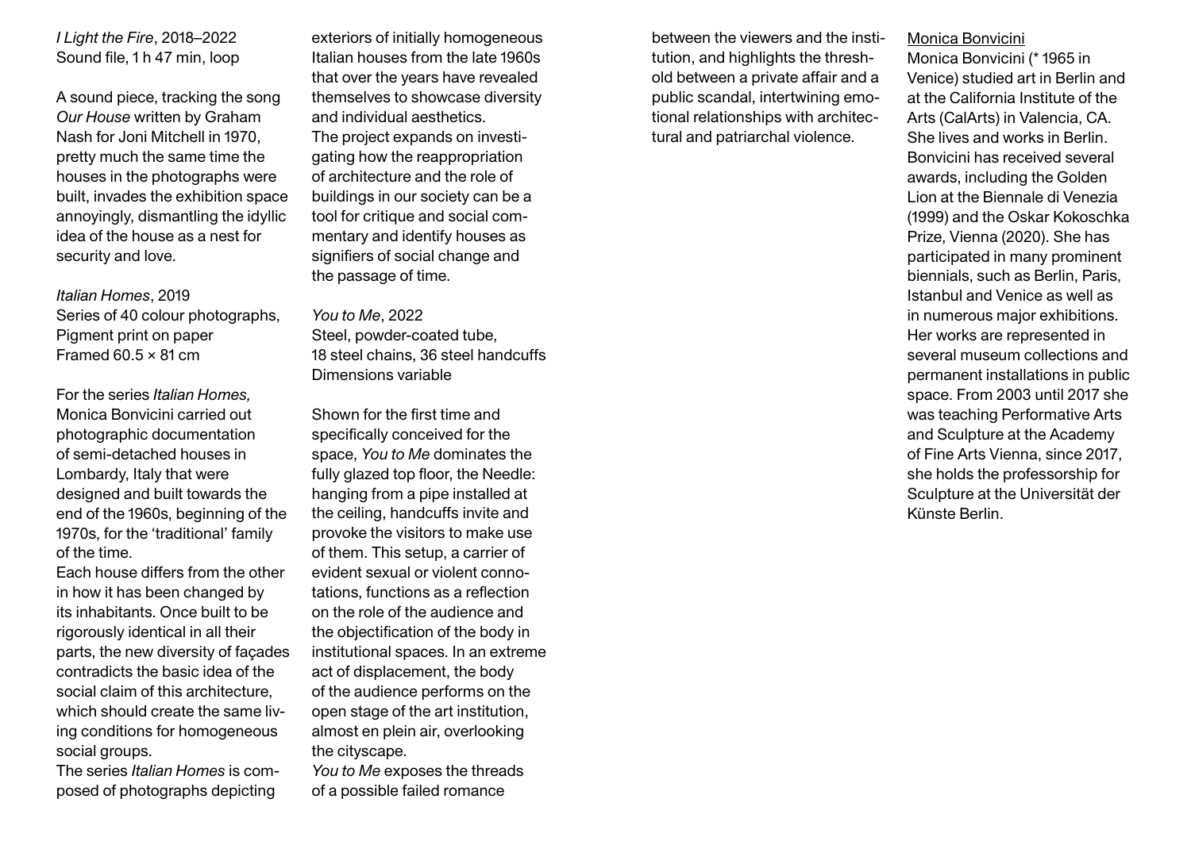*I Light the Fire*, 2018–2022
Sound file, 1 h 47 min, loop

A sound piece, tracking the song *Our House* written by Graham Nash for Joni Mitchell in 1970, pretty much the same time the houses in the photographs were built, invades the exhibition space annoyingly, dismantling the idyllic idea of the house as a nest for security and love.

*Italian Homes*, 2019
Series of 40 colour photographs, Pigment print on paper
Framed 60.5 × 81 cm

For the series *Italian Homes,* Monica Bonvicini carried out photographic documentation of semi-detached houses in Lombardy, Italy that were designed and built towards the end of the 1960s, beginning of the 1970s, for the 'traditional' family of the time.
Each house differs from the other in how it has been changed by its inhabitants. Once built to be rigorously identical in all their parts, the new diversity of façades contradicts the basic idea of the social claim of this architecture, which should create the same living conditions for homogeneous social groups.
The series *Italian Homes* is composed of photographs depicting exteriors of initially homogeneous Italian houses from the late 1960s that over the years have revealed themselves to showcase diversity and individual aesthetics.
The project expands on investigating how the reappropriation of architecture and the role of buildings in our society can be a tool for critique and social commentary and identify houses as signifiers of social change and the passage of time.

*You to Me*, 2022
Steel, powder-coated tube,
18 steel chains, 36 steel handcuffs
Dimensions variable

Shown for the first time and specifically conceived for the space, *You to Me* dominates the fully glazed top floor, the Needle: hanging from a pipe installed at the ceiling, handcuffs invite and provoke the visitors to make use of them. This setup, a carrier of evident sexual or violent connotations, functions as a reflection on the role of the audience and the objectification of the body in institutional spaces. In an extreme act of displacement, the body of the audience performs on the open stage of the art institution, almost en plein air, overlooking the cityscape.
*You to Me* exposes the threads of a possible failed romance between the viewers and the institution, and highlights the threshold between a private affair and a public scandal, intertwining emotional relationships with architectural and patriarchal violence.

Monica Bonvicini

Monica Bonvicini (* 1965 in Venice) studied art in Berlin and at the California Institute of the Arts (CalArts) in Valencia, CA. She lives and works in Berlin. Bonvicini has received several awards, including the Golden Lion at the Biennale di Venezia (1999) and the Oskar Kokoschka Prize, Vienna (2020). She has participated in many prominent biennials, such as Berlin, Paris, Istanbul and Venice as well as in numerous major exhibitions. Her works are represented in several museum collections and permanent installations in public space. From 2003 until 2017 she was teaching Performative Arts and Sculpture at the Academy of Fine Arts Vienna, since 2017, she holds the professorship for Sculpture at the Universität der Künste Berlin.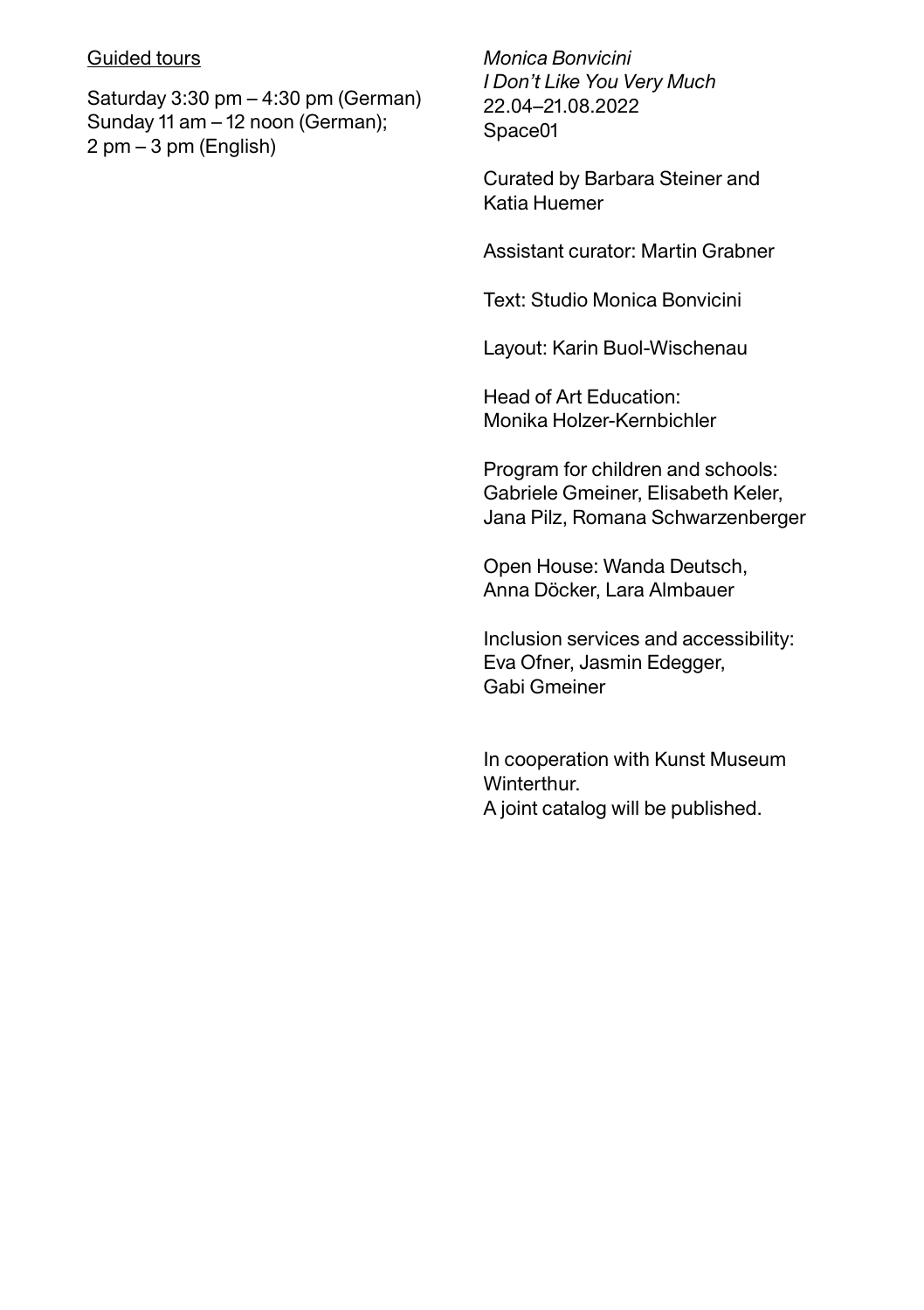Guided tours

Saturday 3:30 pm – 4:30 pm (German)
Sunday 11 am – 12 noon (German);
2 pm – 3 pm (English)

*Monica Bonvicini*
*I Don't Like You Very Much*
22.04–21.08.2022
Space01

Curated by Barbara Steiner and Katia Huemer

Assistant curator: Martin Grabner

Text: Studio Monica Bonvicini

Layout: Karin Buol-Wischenau

Head of Art Education:
Monika Holzer-Kernbichler

Program for children and schools:
Gabriele Gmeiner, Elisabeth Keler, Jana Pilz, Romana Schwarzenberger

Open House: Wanda Deutsch, Anna Döcker, Lara Almbauer

Inclusion services and accessibility:
Eva Ofner, Jasmin Edegger, Gabi Gmeiner

In cooperation with Kunst Museum Winterthur.
A joint catalog will be published.